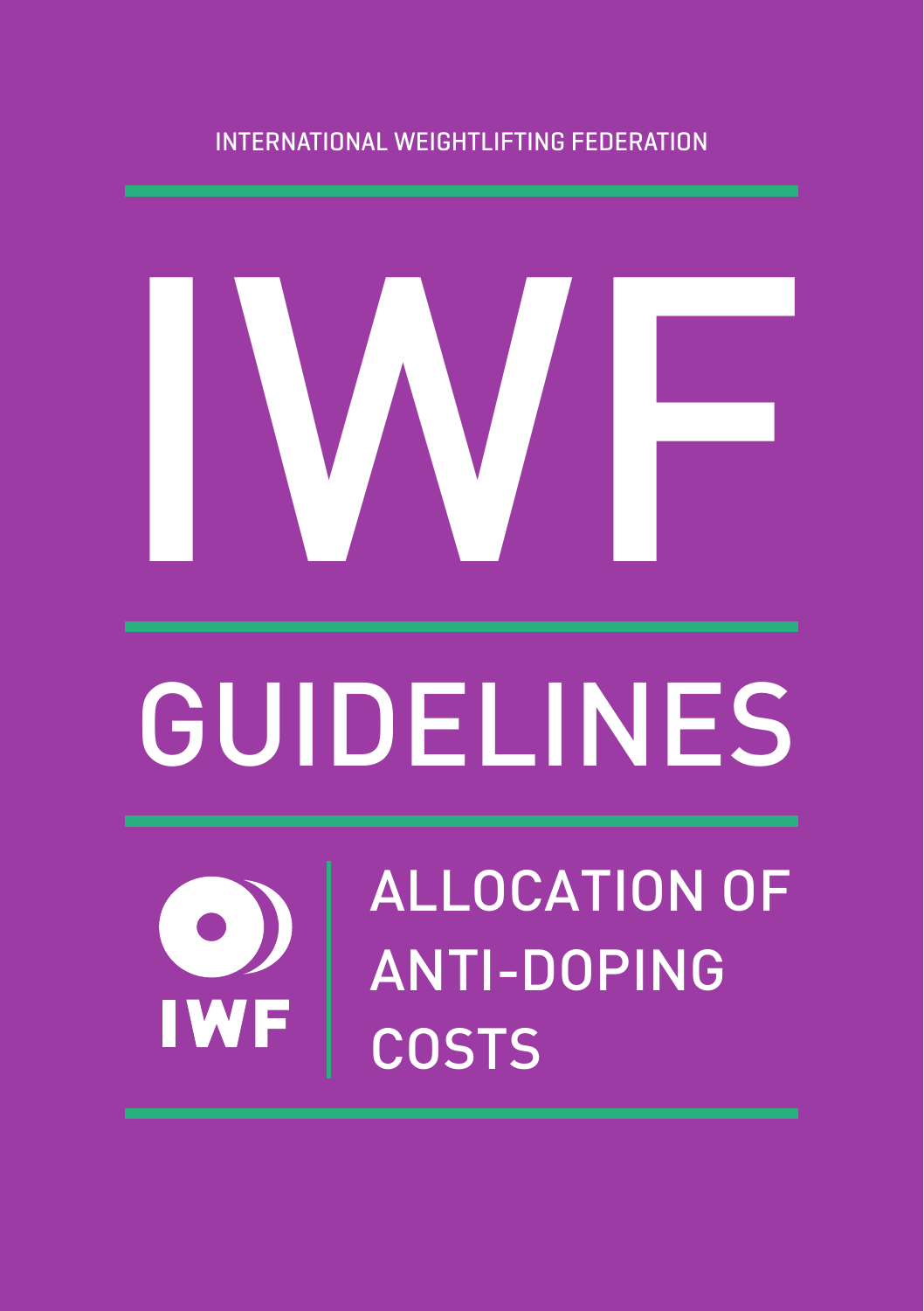INTERNATIONAL WEIGHTLIFTING FEDERATION

# IWF

# GUIDELINES

IWF

## ALLOCATION OF ANTI-DOPING COSTS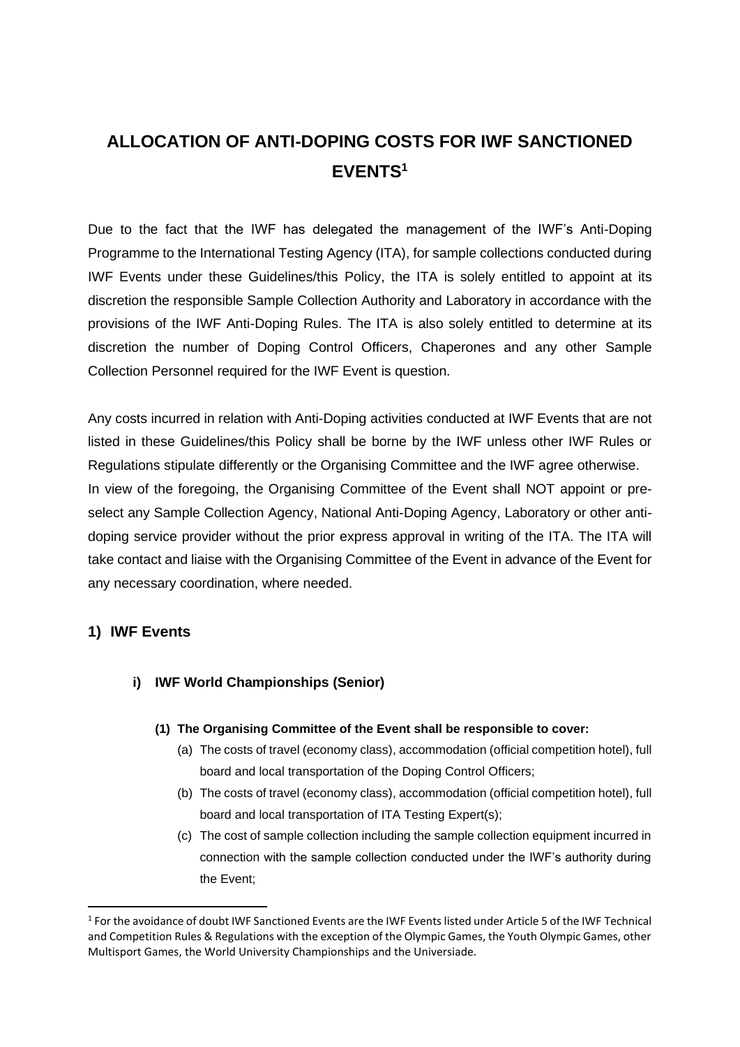# ALLOCATION OF ANTI-DOPING COSTS FOR IWF SANCTIONED EVENTS[1]

Due to the fact that the IWF has delegated the management of the IWF's Anti-Doping Programme to the International Testing Agency (ITA), for sample collections conducted during IWF Events under these Guidelines/this Policy, the ITA is solely entitled to appoint at its discretion the responsible Sample Collection Authority and Laboratory in accordance with the provisions of the IWF Anti-Doping Rules. The ITA is also solely entitled to determine at its discretion the number of Doping Control Officers, Chaperones and any other Sample Collection Personnel required for the IWF Event is question.

Any costs incurred in relation with Anti-Doping activities conducted at IWF Events that are not listed in these Guidelines/this Policy shall be borne by the IWF unless other IWF Rules or Regulations stipulate differently or the Organising Committee and the IWF agree otherwise.
In view of the foregoing, the Organising Committee of the Event shall NOT appoint or pre-select any Sample Collection Agency, National Anti-Doping Agency, Laboratory or other anti-doping service provider without the prior express approval in writing of the ITA. The ITA will take contact and liaise with the Organising Committee of the Event in advance of the Event for any necessary coordination, where needed.

## 1) IWF Events

### i) IWF World Championships (Senior)

**(1) The Organising Committee of the Event shall be responsible to cover:**

(a) The costs of travel (economy class), accommodation (official competition hotel), full board and local transportation of the Doping Control Officers;

(b) The costs of travel (economy class), accommodation (official competition hotel), full board and local transportation of ITA Testing Expert(s);

(c) The cost of sample collection including the sample collection equipment incurred in connection with the sample collection conducted under the IWF's authority during the Event;

[1] For the avoidance of doubt IWF Sanctioned Events are the IWF Events listed under Article 5 of the IWF Technical and Competition Rules & Regulations with the exception of the Olympic Games, the Youth Olympic Games, other Multisport Games, the World University Championships and the Universiade.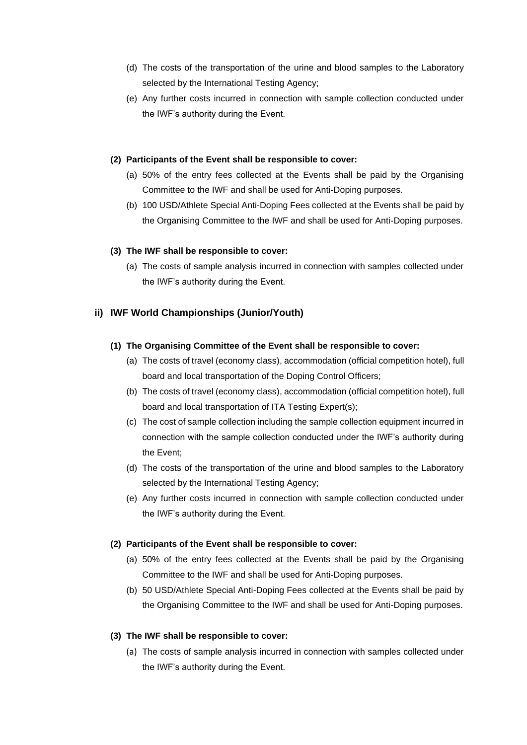(d) The costs of the transportation of the urine and blood samples to the Laboratory selected by the International Testing Agency;

(e) Any further costs incurred in connection with sample collection conducted under the IWF's authority during the Event.

**(2) Participants of the Event shall be responsible to cover:**

(a) 50% of the entry fees collected at the Events shall be paid by the Organising Committee to the IWF and shall be used for Anti-Doping purposes.

(b) 100 USD/Athlete Special Anti-Doping Fees collected at the Events shall be paid by the Organising Committee to the IWF and shall be used for Anti-Doping purposes.

**(3) The IWF shall be responsible to cover:**

(a) The costs of sample analysis incurred in connection with samples collected under the IWF's authority during the Event.

### ii) IWF World Championships (Junior/Youth)

**(1) The Organising Committee of the Event shall be responsible to cover:**

(a) The costs of travel (economy class), accommodation (official competition hotel), full board and local transportation of the Doping Control Officers;

(b) The costs of travel (economy class), accommodation (official competition hotel), full board and local transportation of ITA Testing Expert(s);

(c) The cost of sample collection including the sample collection equipment incurred in connection with the sample collection conducted under the IWF's authority during the Event;

(d) The costs of the transportation of the urine and blood samples to the Laboratory selected by the International Testing Agency;

(e) Any further costs incurred in connection with sample collection conducted under the IWF's authority during the Event.

**(2) Participants of the Event shall be responsible to cover:**

(a) 50% of the entry fees collected at the Events shall be paid by the Organising Committee to the IWF and shall be used for Anti-Doping purposes.

(b) 50 USD/Athlete Special Anti-Doping Fees collected at the Events shall be paid by the Organising Committee to the IWF and shall be used for Anti-Doping purposes.

**(3) The IWF shall be responsible to cover:**

(a) The costs of sample analysis incurred in connection with samples collected under the IWF's authority during the Event.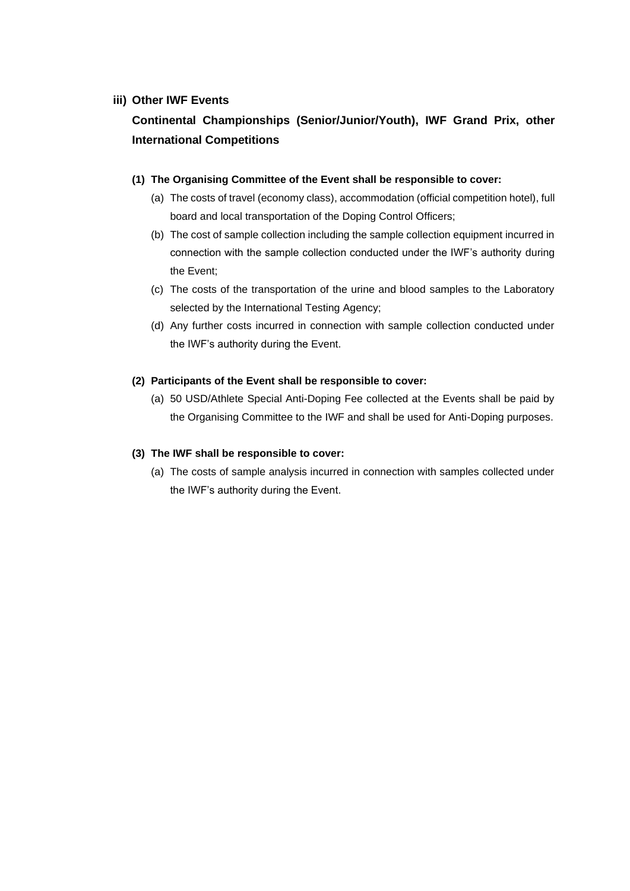### iii) Other IWF Events

**Continental Championships (Senior/Junior/Youth), IWF Grand Prix, other International Competitions**

**(1) The Organising Committee of the Event shall be responsible to cover:**

(a) The costs of travel (economy class), accommodation (official competition hotel), full board and local transportation of the Doping Control Officers;

(b) The cost of sample collection including the sample collection equipment incurred in connection with the sample collection conducted under the IWF's authority during the Event;

(c) The costs of the transportation of the urine and blood samples to the Laboratory selected by the International Testing Agency;

(d) Any further costs incurred in connection with sample collection conducted under the IWF's authority during the Event.

**(2) Participants of the Event shall be responsible to cover:**

(a) 50 USD/Athlete Special Anti-Doping Fee collected at the Events shall be paid by the Organising Committee to the IWF and shall be used for Anti-Doping purposes.

**(3) The IWF shall be responsible to cover:**

(a) The costs of sample analysis incurred in connection with samples collected under the IWF's authority during the Event.